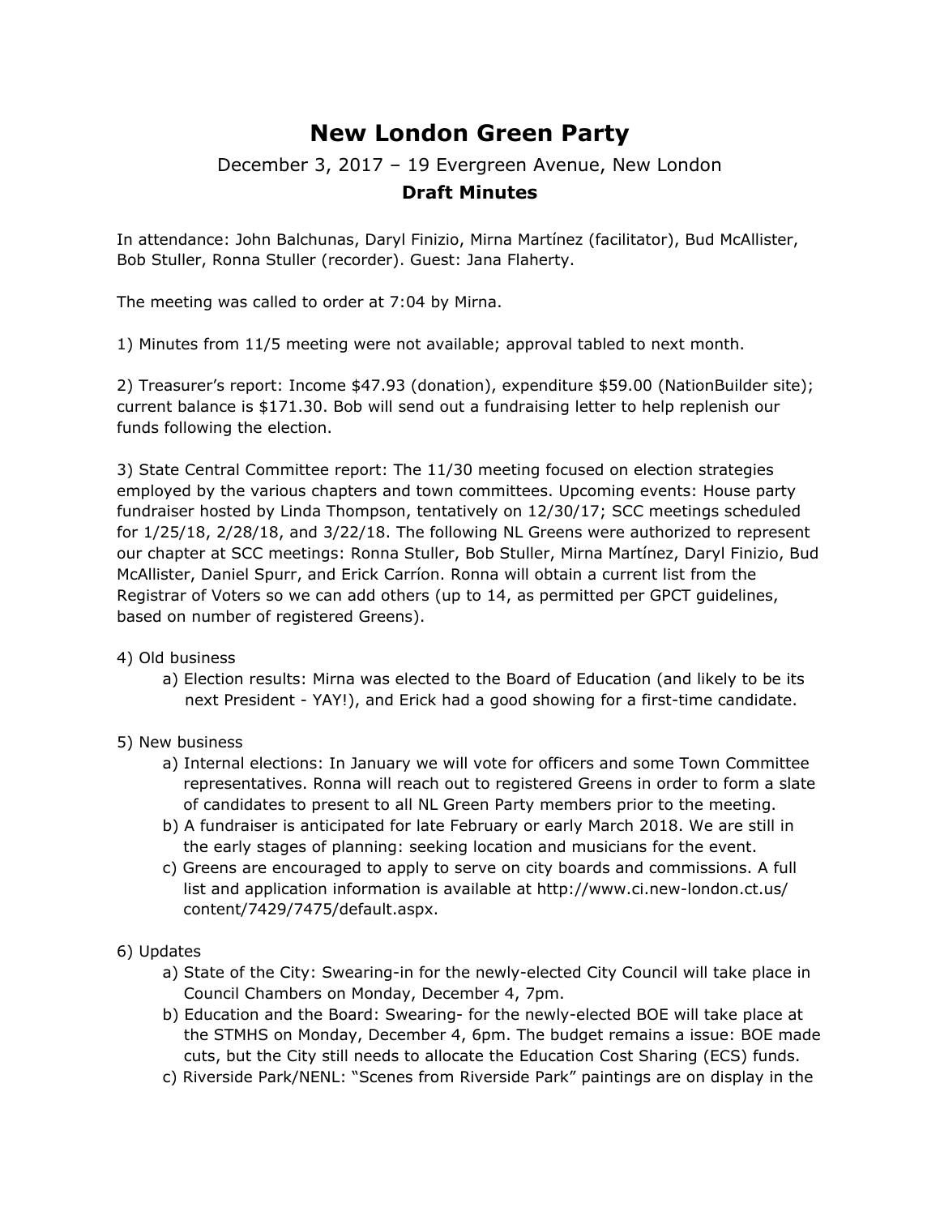# New London Green Party

December 3, 2017 – 19 Evergreen Avenue, New London

**Draft Minutes**

In attendance: John Balchunas, Daryl Finizio, Mirna Martínez (facilitator), Bud McAllister, Bob Stuller, Ronna Stuller (recorder). Guest: Jana Flaherty.

The meeting was called to order at 7:04 by Mirna.

1) Minutes from 11/5 meeting were not available; approval tabled to next month.

2) Treasurer's report: Income $47.93 (donation), expenditure $59.00 (NationBuilder site); current balance is $171.30. Bob will send out a fundraising letter to help replenish our funds following the election.

3) State Central Committee report: The 11/30 meeting focused on election strategies employed by the various chapters and town committees. Upcoming events: House party fundraiser hosted by Linda Thompson, tentatively on 12/30/17; SCC meetings scheduled for 1/25/18, 2/28/18, and 3/22/18. The following NL Greens were authorized to represent our chapter at SCC meetings: Ronna Stuller, Bob Stuller, Mirna Martínez, Daryl Finizio, Bud McAllister, Daniel Spurr, and Erick Carríon. Ronna will obtain a current list from the Registrar of Voters so we can add others (up to 14, as permitted per GPCT guidelines, based on number of registered Greens).

4) Old business
   a) Election results: Mirna was elected to the Board of Education (and likely to be its next President - YAY!), and Erick had a good showing for a first-time candidate.

5) New business
   a) Internal elections: In January we will vote for officers and some Town Committee representatives. Ronna will reach out to registered Greens in order to form a slate of candidates to present to all NL Green Party members prior to the meeting.
   b) A fundraiser is anticipated for late February or early March 2018. We are still in the early stages of planning: seeking location and musicians for the event.
   c) Greens are encouraged to apply to serve on city boards and commissions. A full list and application information is available at http://www.ci.new-london.ct.us/content/7429/7475/default.aspx.

6) Updates
   a) State of the City: Swearing-in for the newly-elected City Council will take place in Council Chambers on Monday, December 4, 7pm.
   b) Education and the Board: Swearing- for the newly-elected BOE will take place at the STMHS on Monday, December 4, 6pm. The budget remains a issue: BOE made cuts, but the City still needs to allocate the Education Cost Sharing (ECS) funds.
   c) Riverside Park/NENL: "Scenes from Riverside Park" paintings are on display in the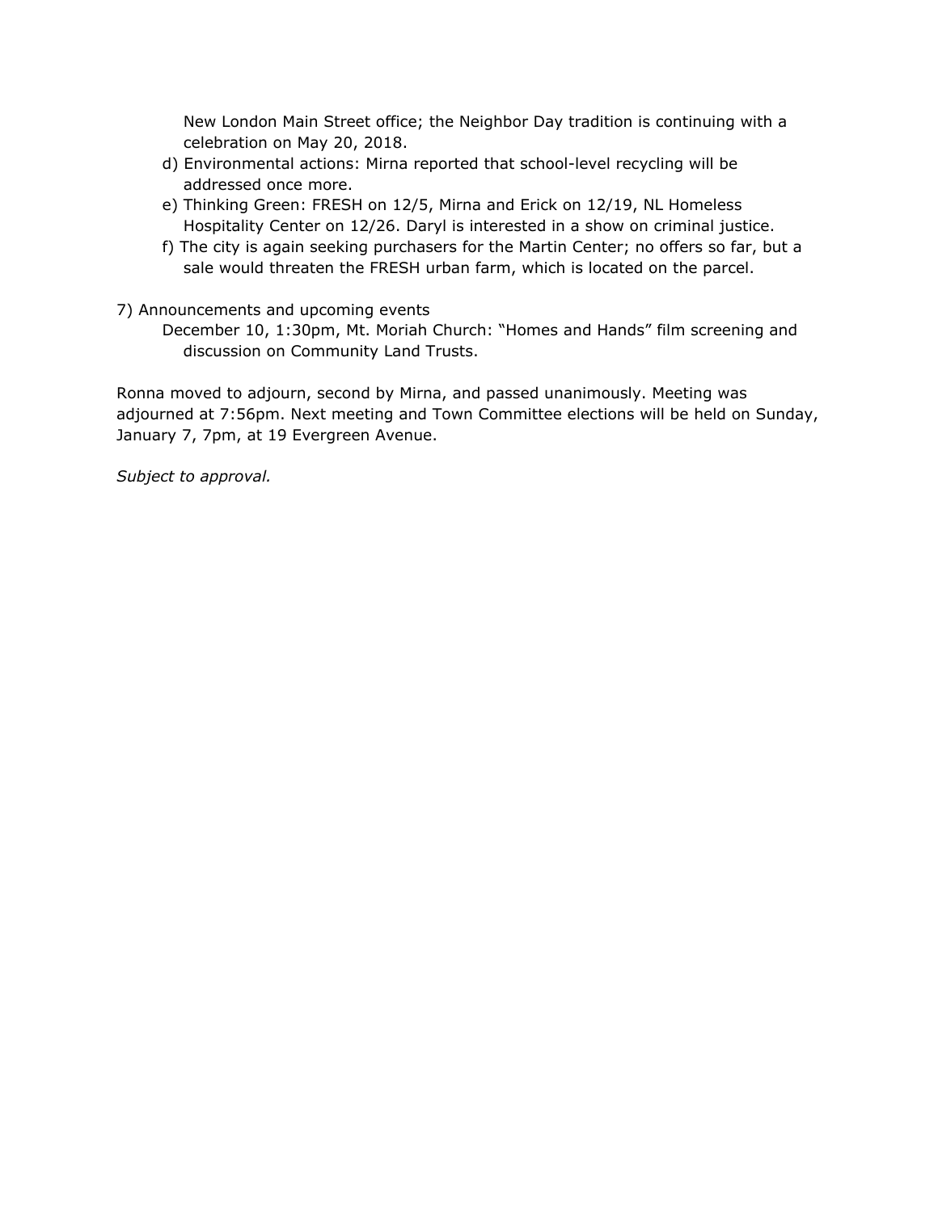New London Main Street office; the Neighbor Day tradition is continuing with a celebration on May 20, 2018.

d) Environmental actions: Mirna reported that school-level recycling will be addressed once more.

e) Thinking Green: FRESH on 12/5, Mirna and Erick on 12/19, NL Homeless Hospitality Center on 12/26. Daryl is interested in a show on criminal justice.

f) The city is again seeking purchasers for the Martin Center; no offers so far, but a sale would threaten the FRESH urban farm, which is located on the parcel.

7) Announcements and upcoming events

December 10, 1:30pm, Mt. Moriah Church: "Homes and Hands" film screening and discussion on Community Land Trusts.

Ronna moved to adjourn, second by Mirna, and passed unanimously. Meeting was adjourned at 7:56pm. Next meeting and Town Committee elections will be held on Sunday, January 7, 7pm, at 19 Evergreen Avenue.

*Subject to approval.*